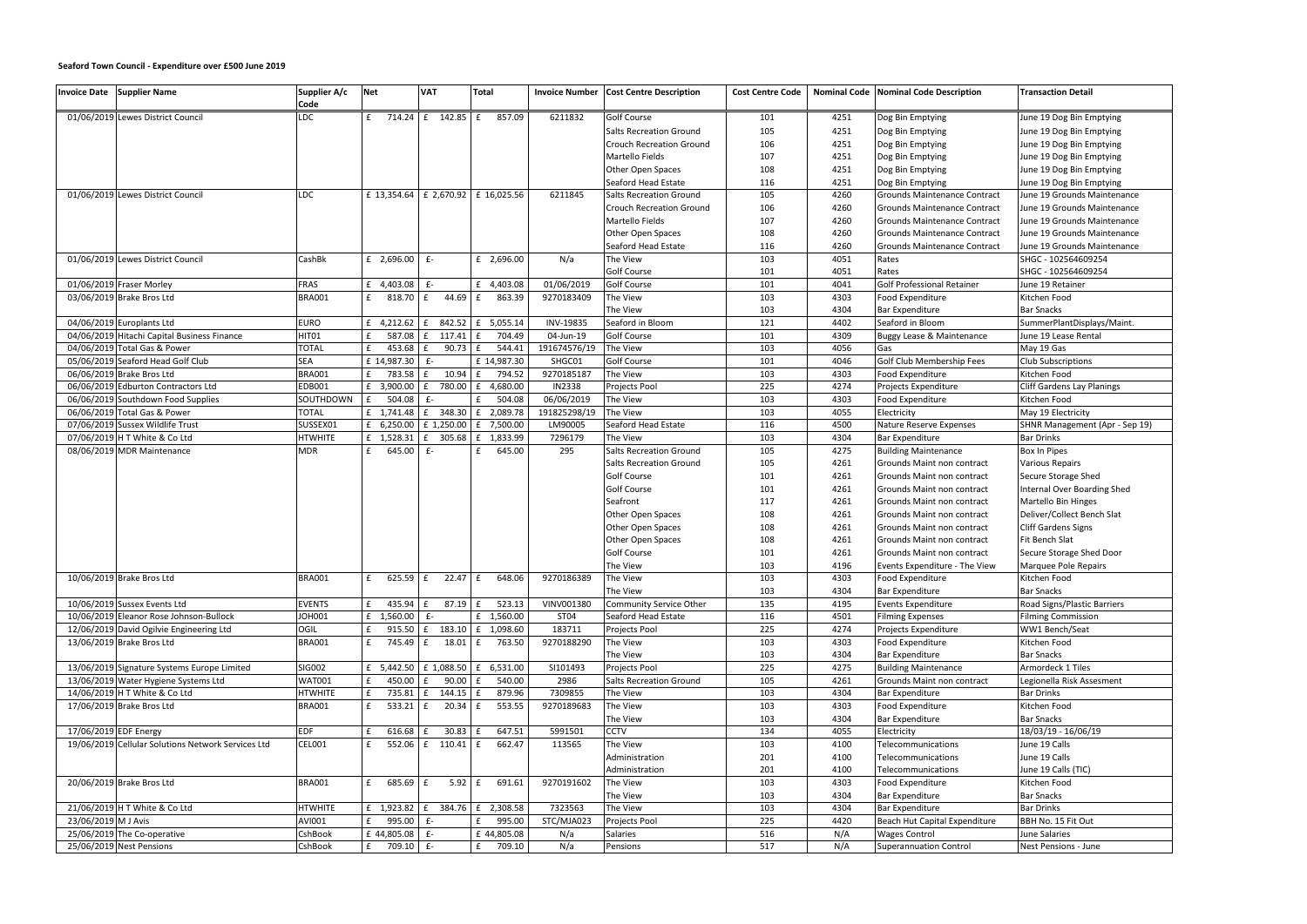**Seaford Town Council - Expenditure over £500 June 2019**

| Invoice Date | Supplier Name | Supplier A/c Code | Net | VAT | Total | Invoice Number | Cost Centre Description | Cost Centre Code | Nominal Code | Nominal Code Description | Transaction Detail |
|---|---|---|---|---|---|---|---|---|---|---|---|
| 01/06/2019 | Lewes District Council | LDC | £ 714.24 | £ 142.85 | £ 857.09 | 6211832 | Golf Course | 101 | 4251 | Dog Bin Emptying | June 19 Dog Bin Emptying |
| | | | | | | | Salts Recreation Ground | 105 | 4251 | Dog Bin Emptying | June 19 Dog Bin Emptying |
| | | | | | | | Crouch Recreation Ground | 106 | 4251 | Dog Bin Emptying | June 19 Dog Bin Emptying |
| | | | | | | | Martello Fields | 107 | 4251 | Dog Bin Emptying | June 19 Dog Bin Emptying |
| | | | | | | | Other Open Spaces | 108 | 4251 | Dog Bin Emptying | June 19 Dog Bin Emptying |
| | | | | | | | Seaford Head Estate | 116 | 4251 | Dog Bin Emptying | June 19 Dog Bin Emptying |
| 01/06/2019 | Lewes District Council | LDC | £ 13,354.64 | £ 2,670.92 | £ 16,025.56 | 6211845 | Salts Recreation Ground | 105 | 4260 | Grounds Maintenance Contract | June 19 Grounds Maintenance |
| | | | | | | | Crouch Recreation Ground | 106 | 4260 | Grounds Maintenance Contract | June 19 Grounds Maintenance |
| | | | | | | | Martello Fields | 107 | 4260 | Grounds Maintenance Contract | June 19 Grounds Maintenance |
| | | | | | | | Other Open Spaces | 108 | 4260 | Grounds Maintenance Contract | June 19 Grounds Maintenance |
| | | | | | | | Seaford Head Estate | 116 | 4260 | Grounds Maintenance Contract | June 19 Grounds Maintenance |
| 01/06/2019 | Lewes District Council | CashBk | £ 2,696.00 | £- | £ 2,696.00 | N/a | The View | 103 | 4051 | Rates | SHGC - 102564609254 |
| | | | | | | | Golf Course | 101 | 4051 | Rates | SHGC - 102564609254 |
| 01/06/2019 | Fraser Morley | FRAS | £ 4,403.08 | £- | £ 4,403.08 | 01/06/2019 | Golf Course | 101 | 4041 | Golf Professional Retainer | June 19 Retainer |
| 03/06/2019 | Brake Bros Ltd | BRA001 | £ 818.70 | £ 44.69 | £ 863.39 | 9270183409 | The View | 103 | 4303 | Food Expenditure | Kitchen Food |
| | | | | | | | The View | 103 | 4304 | Bar Expenditure | Bar Snacks |
| 04/06/2019 | Europlants Ltd | EURO | £ 4,212.62 | £ 842.52 | £ 5,055.14 | INV-19835 | Seaford in Bloom | 121 | 4402 | Seaford in Bloom | SummerPlantDisplays/Maint. |
| 04/06/2019 | Hitachi Capital Business Finance | HIT01 | £ 587.08 | £ 117.41 | £ 704.49 | 04-Jun-19 | Golf Course | 101 | 4309 | Buggy Lease & Maintenance | June 19 Lease Rental |
| 04/06/2019 | Total Gas & Power | TOTAL | £ 453.68 | £ 90.73 | £ 544.41 | 191674576/19 | The View | 103 | 4056 | Gas | May 19 Gas |
| 05/06/2019 | Seaford Head Golf Club | SEA | £ 14,987.30 | £- | £ 14,987.30 | SHGC01 | Golf Course | 101 | 4046 | Golf Club Membership Fees | Club Subscriptions |
| 06/06/2019 | Brake Bros Ltd | BRA001 | £ 783.58 | £ 10.94 | £ 794.52 | 9270185187 | The View | 103 | 4303 | Food Expenditure | Kitchen Food |
| 06/06/2019 | Edburton Contractors Ltd | EDB001 | £ 3,900.00 | £ 780.00 | £ 4,680.00 | IN2338 | Projects Pool | 225 | 4274 | Projects Expenditure | Cliff Gardens Lay Planings |
| 06/06/2019 | Southdown Food Supplies | SOUTHDOWN | £ 504.08 | £- | £ 504.08 | 06/06/2019 | The View | 103 | 4303 | Food Expenditure | Kitchen Food |
| 06/06/2019 | Total Gas & Power | TOTAL | £ 1,741.48 | £ 348.30 | £ 2,089.78 | 191825298/19 | The View | 103 | 4055 | Electricity | May 19 Electricity |
| 07/06/2019 | Sussex Wildlife Trust | SUSSEX01 | £ 6,250.00 | £ 1,250.00 | £ 7,500.00 | LM90005 | Seaford Head Estate | 116 | 4500 | Nature Reserve Expenses | SHNR Management (Apr - Sep 19) |
| 07/06/2019 | H T White & Co Ltd | HTWHITE | £ 1,528.31 | £ 305.68 | £ 1,833.99 | 7296179 | The View | 103 | 4304 | Bar Expenditure | Bar Drinks |
| 08/06/2019 | MDR Maintenance | MDR | £ 645.00 | £- | £ 645.00 | 295 | Salts Recreation Ground | 105 | 4275 | Building Maintenance | Box In Pipes |
| | | | | | | | Salts Recreation Ground | 105 | 4261 | Grounds Maint non contract | Various Repairs |
| | | | | | | | Golf Course | 101 | 4261 | Grounds Maint non contract | Secure Storage Shed |
| | | | | | | | Golf Course | 101 | 4261 | Grounds Maint non contract | Internal Over Boarding Shed |
| | | | | | | | Seafront | 117 | 4261 | Grounds Maint non contract | Martello Bin Hinges |
| | | | | | | | Other Open Spaces | 108 | 4261 | Grounds Maint non contract | Deliver/Collect Bench Slat |
| | | | | | | | Other Open Spaces | 108 | 4261 | Grounds Maint non contract | Cliff Gardens Signs |
| | | | | | | | Other Open Spaces | 108 | 4261 | Grounds Maint non contract | Fit Bench Slat |
| | | | | | | | Golf Course | 101 | 4261 | Grounds Maint non contract | Secure Storage Shed Door |
| | | | | | | | The View | 103 | 4196 | Events Expenditure - The View | Marquee Pole Repairs |
| 10/06/2019 | Brake Bros Ltd | BRA001 | £ 625.59 | £ 22.47 | £ 648.06 | 9270186389 | The View | 103 | 4303 | Food Expenditure | Kitchen Food |
| | | | | | | | The View | 103 | 4304 | Bar Expenditure | Bar Snacks |
| 10/06/2019 | Sussex Events Ltd | EVENTS | £ 435.94 | £ 87.19 | £ 523.13 | VINV001380 | Community Service Other | 135 | 4195 | Events Expenditure | Road Signs/Plastic Barriers |
| 10/06/2019 | Eleanor Rose Johnson-Bullock | JOH001 | £ 1,560.00 | £- | £ 1,560.00 | ST04 | Seaford Head Estate | 116 | 4501 | Filming Expenses | Filming Commission |
| 12/06/2019 | David Ogilvie Engineering Ltd | OGIL | £ 915.50 | £ 183.10 | £ 1,098.60 | 183711 | Projects Pool | 225 | 4274 | Projects Expenditure | WW1 Bench/Seat |
| 13/06/2019 | Brake Bros Ltd | BRA001 | £ 745.49 | £ 18.01 | £ 763.50 | 9270188290 | The View | 103 | 4303 | Food Expenditure | Kitchen Food |
| | | | | | | | The View | 103 | 4304 | Bar Expenditure | Bar Snacks |
| 13/06/2019 | Signature Systems Europe Limited | SIG002 | £ 5,442.50 | £ 1,088.50 | £ 6,531.00 | SI101493 | Projects Pool | 225 | 4275 | Building Maintenance | Armordeck 1 Tiles |
| 13/06/2019 | Water Hygiene Systems Ltd | WAT001 | £ 450.00 | £ 90.00 | £ 540.00 | 2986 | Salts Recreation Ground | 105 | 4261 | Grounds Maint non contract | Legionella Risk Assesment |
| 14/06/2019 | H T White & Co Ltd | HTWHITE | £ 735.81 | £ 144.15 | £ 879.96 | 7309855 | The View | 103 | 4304 | Bar Expenditure | Bar Drinks |
| 17/06/2019 | Brake Bros Ltd | BRA001 | £ 533.21 | £ 20.34 | £ 553.55 | 9270189683 | The View | 103 | 4303 | Food Expenditure | Kitchen Food |
| | | | | | | | The View | 103 | 4304 | Bar Expenditure | Bar Snacks |
| 17/06/2019 | EDF Energy | EDF | £ 616.68 | £ 30.83 | £ 647.51 | 5991501 | CCTV | 134 | 4055 | Electricity | 18/03/19 - 16/06/19 |
| 19/06/2019 | Cellular Solutions Network Services Ltd | CEL001 | £ 552.06 | £ 110.41 | £ 662.47 | 113565 | The View | 103 | 4100 | Telecommunications | June 19 Calls |
| | | | | | | | Administration | 201 | 4100 | Telecommunications | June 19 Calls |
| | | | | | | | Administration | 201 | 4100 | Telecommunications | June 19 Calls (TIC) |
| 20/06/2019 | Brake Bros Ltd | BRA001 | £ 685.69 | £ 5.92 | £ 691.61 | 9270191602 | The View | 103 | 4303 | Food Expenditure | Kitchen Food |
| | | | | | | | The View | 103 | 4304 | Bar Expenditure | Bar Snacks |
| 21/06/2019 | H T White & Co Ltd | HTWHITE | £ 1,923.82 | £ 384.76 | £ 2,308.58 | 7323563 | The View | 103 | 4304 | Bar Expenditure | Bar Drinks |
| 23/06/2019 | M J Avis | AVI001 | £ 995.00 | £- | £ 995.00 | STC/MJA023 | Projects Pool | 225 | 4420 | Beach Hut Capital Expenditure | BBH No. 15 Fit Out |
| 25/06/2019 | The Co-operative | CshBook | £ 44,805.08 | £- | £ 44,805.08 | N/a | Salaries | 516 | N/A | Wages Control | June Salaries |
| 25/06/2019 | Nest Pensions | CshBook | £ 709.10 | £- | £ 709.10 | N/a | Pensions | 517 | N/A | Superannuation Control | Nest Pensions - June |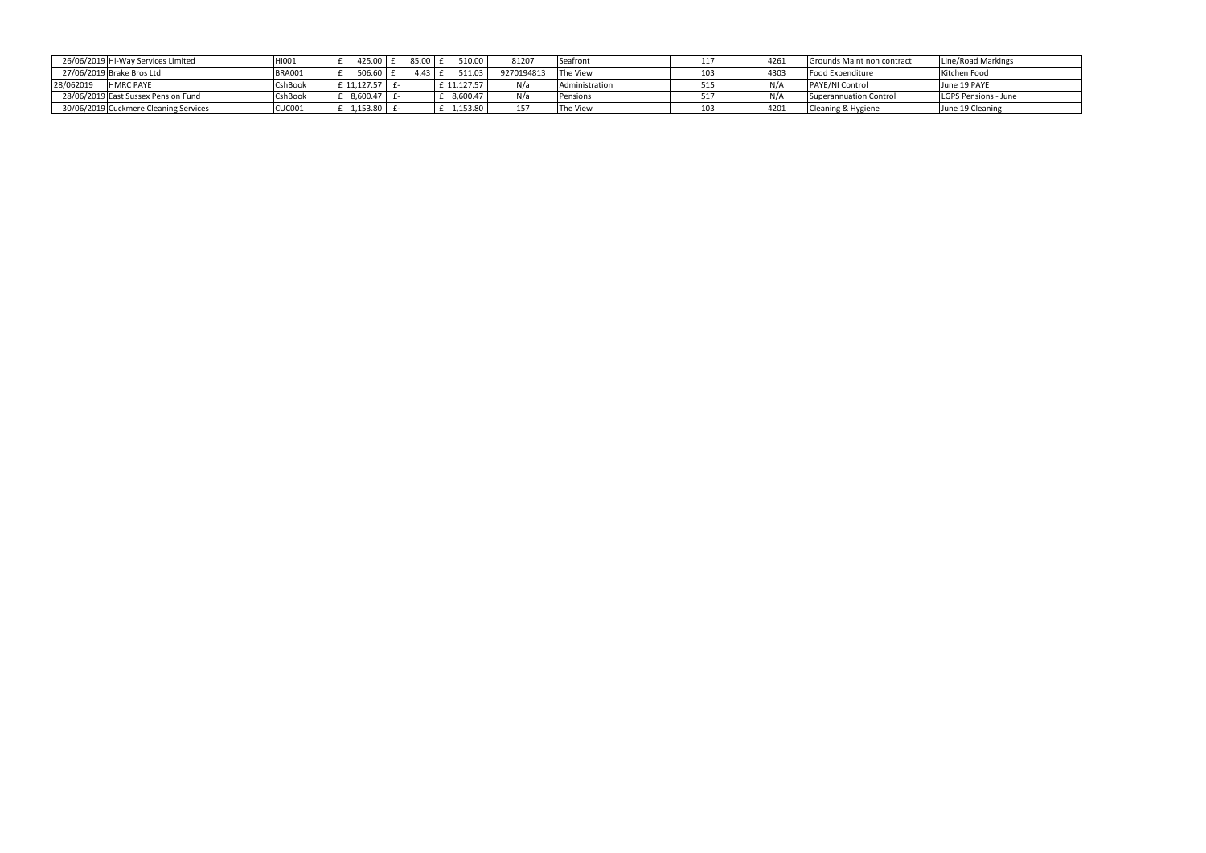| | | | | | | | | | | | |
|---|---|---|---|---|---|---|---|---|---|---|---|
| 26/06/2019 | Hi-Way Services Limited | HI001 | £ 425.00 | £ 85.00 | £ 510.00 | 81207 | Seafront | 117 | 4261 | Grounds Maint non contract | Line/Road Markings |
| 27/06/2019 | Brake Bros Ltd | BRA001 | £ 506.60 | £ 4.43 | £ 511.03 | 9270194813 | The View | 103 | 4303 | Food Expenditure | Kitchen Food |
| 28/062019 | HMRC PAYE | CshBook | £ 11,127.57 | £- | £ 11,127.57 | N/a | Administration | 515 | N/A | PAYE/NI Control | June 19 PAYE |
| 28/06/2019 | East Sussex Pension Fund | CshBook | £ 8,600.47 | £- | £ 8,600.47 | N/a | Pensions | 517 | N/A | Superannuation Control | LGPS Pensions - June |
| 30/06/2019 | Cuckmere Cleaning Services | CUC001 | £ 1,153.80 | £- | £ 1,153.80 | 157 | The View | 103 | 4201 | Cleaning & Hygiene | June 19 Cleaning |